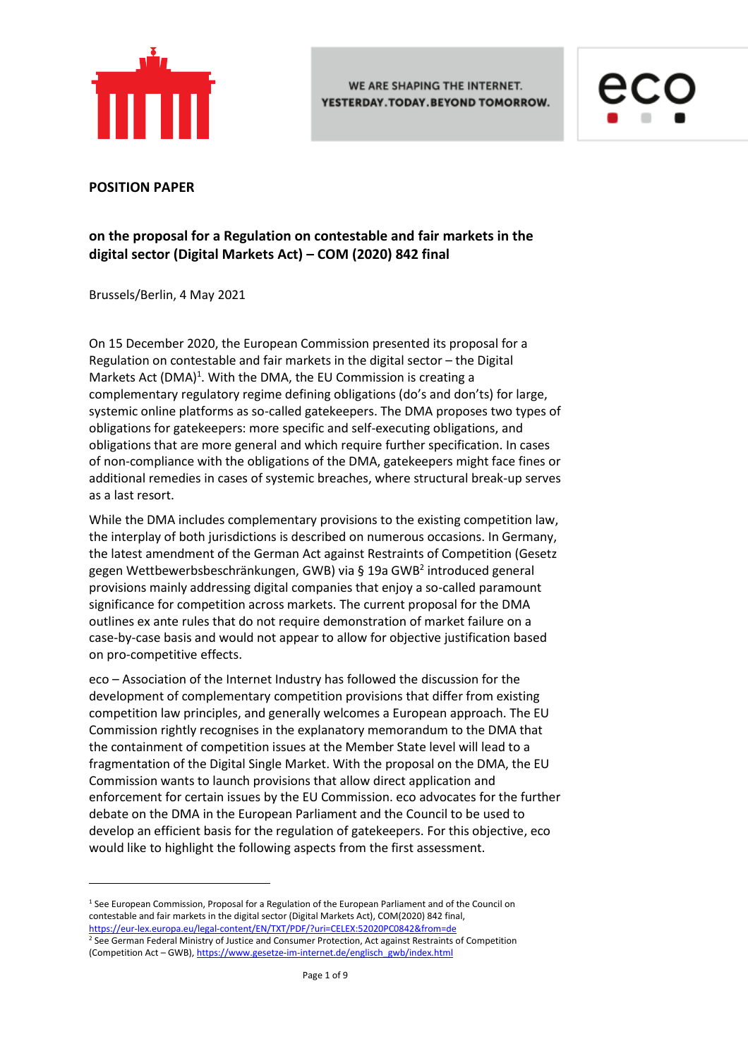**POSITION PAPER**

**on the proposal for a Regulation on contestable and fair markets in the digital sector (Digital Markets Act) – COM (2020) 842 final**

Brussels/Berlin, 4 May 2021

On 15 December 2020, the European Commission presented its proposal for a Regulation on contestable and fair markets in the digital sector – the Digital Markets Act (DMA)[1]. With the DMA, the EU Commission is creating a complementary regulatory regime defining obligations (do's and don'ts) for large, systemic online platforms as so-called gatekeepers. The DMA proposes two types of obligations for gatekeepers: more specific and self-executing obligations, and obligations that are more general and which require further specification. In cases of non-compliance with the obligations of the DMA, gatekeepers might face fines or additional remedies in cases of systemic breaches, where structural break-up serves as a last resort.

While the DMA includes complementary provisions to the existing competition law, the interplay of both jurisdictions is described on numerous occasions. In Germany, the latest amendment of the German Act against Restraints of Competition (Gesetz gegen Wettbewerbsbeschränkungen, GWB) via § 19a GWB[2] introduced general provisions mainly addressing digital companies that enjoy a so-called paramount significance for competition across markets. The current proposal for the DMA outlines ex ante rules that do not require demonstration of market failure on a case-by-case basis and would not appear to allow for objective justification based on pro-competitive effects.

eco – Association of the Internet Industry has followed the discussion for the development of complementary competition provisions that differ from existing competition law principles, and generally welcomes a European approach. The EU Commission rightly recognises in the explanatory memorandum to the DMA that the containment of competition issues at the Member State level will lead to a fragmentation of the Digital Single Market. With the proposal on the DMA, the EU Commission wants to launch provisions that allow direct application and enforcement for certain issues by the EU Commission. eco advocates for the further debate on the DMA in the European Parliament and the Council to be used to develop an efficient basis for the regulation of gatekeepers. For this objective, eco would like to highlight the following aspects from the first assessment.

---

[1] See European Commission, Proposal for a Regulation of the European Parliament and of the Council on contestable and fair markets in the digital sector (Digital Markets Act), COM(2020) 842 final, https://eur-lex.europa.eu/legal-content/EN/TXT/PDF/?uri=CELEX:52020PC0842&from=de

[2] See German Federal Ministry of Justice and Consumer Protection, Act against Restraints of Competition (Competition Act – GWB), https://www.gesetze-im-internet.de/englisch_gwb/index.html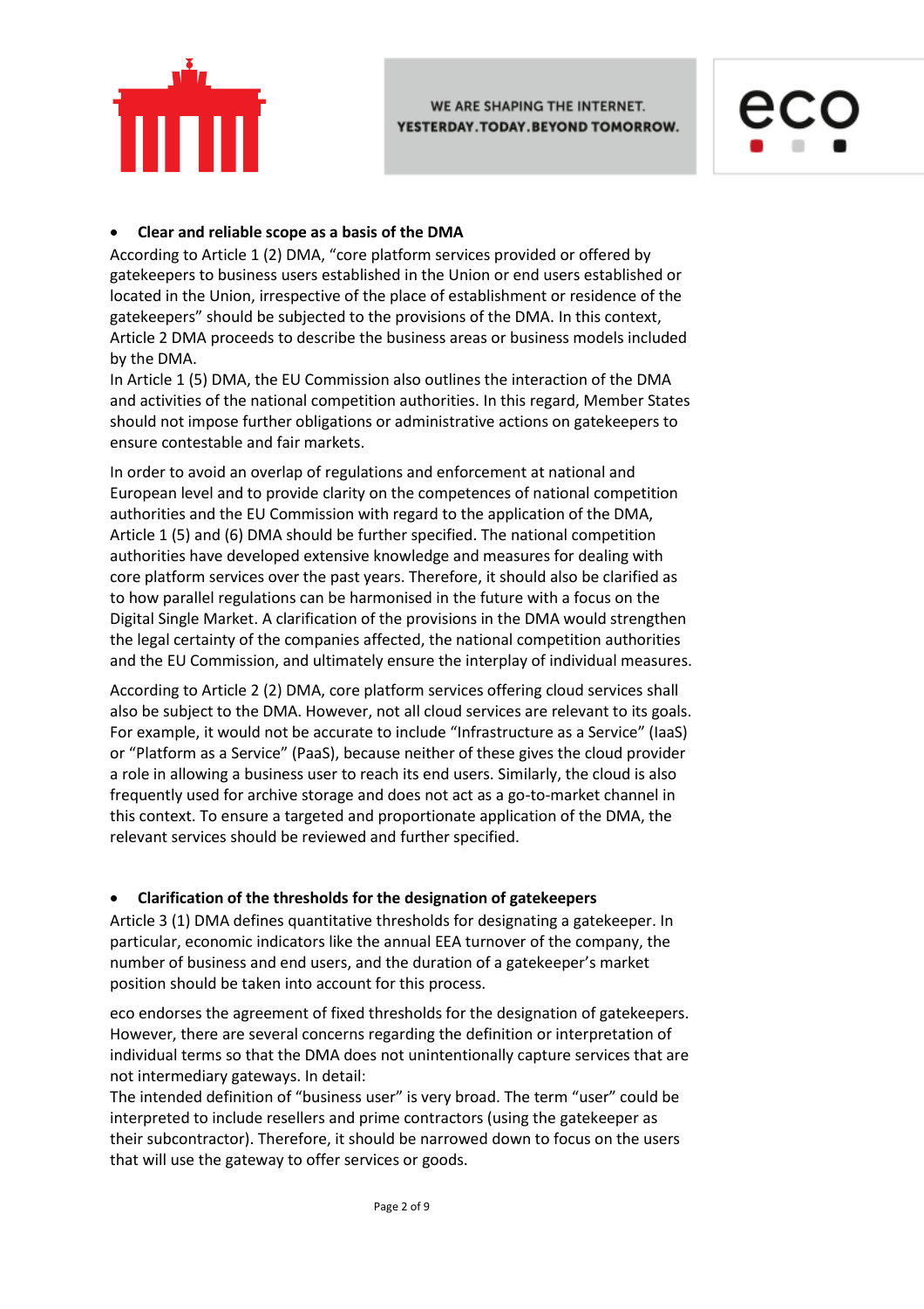- **Clear and reliable scope as a basis of the DMA**

According to Article 1 (2) DMA, "core platform services provided or offered by gatekeepers to business users established in the Union or end users established or located in the Union, irrespective of the place of establishment or residence of the gatekeepers" should be subjected to the provisions of the DMA. In this context, Article 2 DMA proceeds to describe the business areas or business models included by the DMA.

In Article 1 (5) DMA, the EU Commission also outlines the interaction of the DMA and activities of the national competition authorities. In this regard, Member States should not impose further obligations or administrative actions on gatekeepers to ensure contestable and fair markets.

In order to avoid an overlap of regulations and enforcement at national and European level and to provide clarity on the competences of national competition authorities and the EU Commission with regard to the application of the DMA, Article 1 (5) and (6) DMA should be further specified. The national competition authorities have developed extensive knowledge and measures for dealing with core platform services over the past years. Therefore, it should also be clarified as to how parallel regulations can be harmonised in the future with a focus on the Digital Single Market. A clarification of the provisions in the DMA would strengthen the legal certainty of the companies affected, the national competition authorities and the EU Commission, and ultimately ensure the interplay of individual measures.

According to Article 2 (2) DMA, core platform services offering cloud services shall also be subject to the DMA. However, not all cloud services are relevant to its goals. For example, it would not be accurate to include "Infrastructure as a Service" (IaaS) or "Platform as a Service" (PaaS), because neither of these gives the cloud provider a role in allowing a business user to reach its end users. Similarly, the cloud is also frequently used for archive storage and does not act as a go-to-market channel in this context. To ensure a targeted and proportionate application of the DMA, the relevant services should be reviewed and further specified.

- **Clarification of the thresholds for the designation of gatekeepers**

Article 3 (1) DMA defines quantitative thresholds for designating a gatekeeper. In particular, economic indicators like the annual EEA turnover of the company, the number of business and end users, and the duration of a gatekeeper's market position should be taken into account for this process.

eco endorses the agreement of fixed thresholds for the designation of gatekeepers. However, there are several concerns regarding the definition or interpretation of individual terms so that the DMA does not unintentionally capture services that are not intermediary gateways. In detail:

The intended definition of "business user" is very broad. The term "user" could be interpreted to include resellers and prime contractors (using the gatekeeper as their subcontractor). Therefore, it should be narrowed down to focus on the users that will use the gateway to offer services or goods.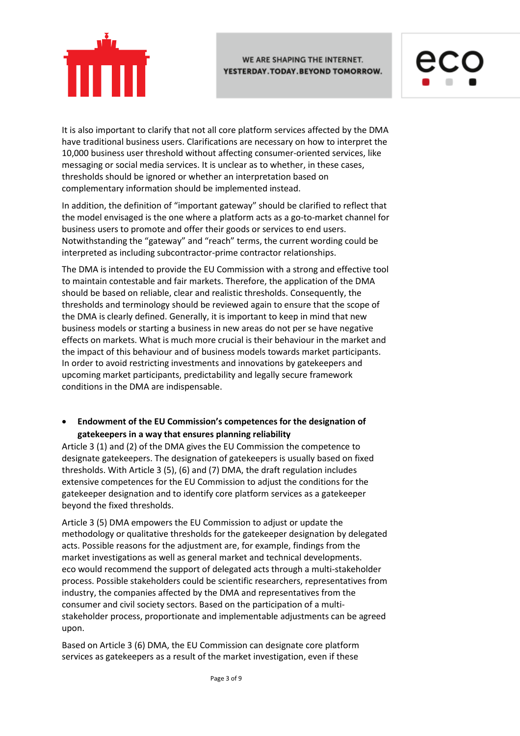It is also important to clarify that not all core platform services affected by the DMA have traditional business users. Clarifications are necessary on how to interpret the 10,000 business user threshold without affecting consumer-oriented services, like messaging or social media services. It is unclear as to whether, in these cases, thresholds should be ignored or whether an interpretation based on complementary information should be implemented instead.

In addition, the definition of "important gateway" should be clarified to reflect that the model envisaged is the one where a platform acts as a go-to-market channel for business users to promote and offer their goods or services to end users. Notwithstanding the "gateway" and "reach" terms, the current wording could be interpreted as including subcontractor-prime contractor relationships.

The DMA is intended to provide the EU Commission with a strong and effective tool to maintain contestable and fair markets. Therefore, the application of the DMA should be based on reliable, clear and realistic thresholds. Consequently, the thresholds and terminology should be reviewed again to ensure that the scope of the DMA is clearly defined. Generally, it is important to keep in mind that new business models or starting a business in new areas do not per se have negative effects on markets. What is much more crucial is their behaviour in the market and the impact of this behaviour and of business models towards market participants. In order to avoid restricting investments and innovations by gatekeepers and upcoming market participants, predictability and legally secure framework conditions in the DMA are indispensable.

- **Endowment of the EU Commission's competences for the designation of gatekeepers in a way that ensures planning reliability**

Article 3 (1) and (2) of the DMA gives the EU Commission the competence to designate gatekeepers. The designation of gatekeepers is usually based on fixed thresholds. With Article 3 (5), (6) and (7) DMA, the draft regulation includes extensive competences for the EU Commission to adjust the conditions for the gatekeeper designation and to identify core platform services as a gatekeeper beyond the fixed thresholds.

Article 3 (5) DMA empowers the EU Commission to adjust or update the methodology or qualitative thresholds for the gatekeeper designation by delegated acts. Possible reasons for the adjustment are, for example, findings from the market investigations as well as general market and technical developments. eco would recommend the support of delegated acts through a multi-stakeholder process. Possible stakeholders could be scientific researchers, representatives from industry, the companies affected by the DMA and representatives from the consumer and civil society sectors. Based on the participation of a multi-stakeholder process, proportionate and implementable adjustments can be agreed upon.

Based on Article 3 (6) DMA, the EU Commission can designate core platform services as gatekeepers as a result of the market investigation, even if these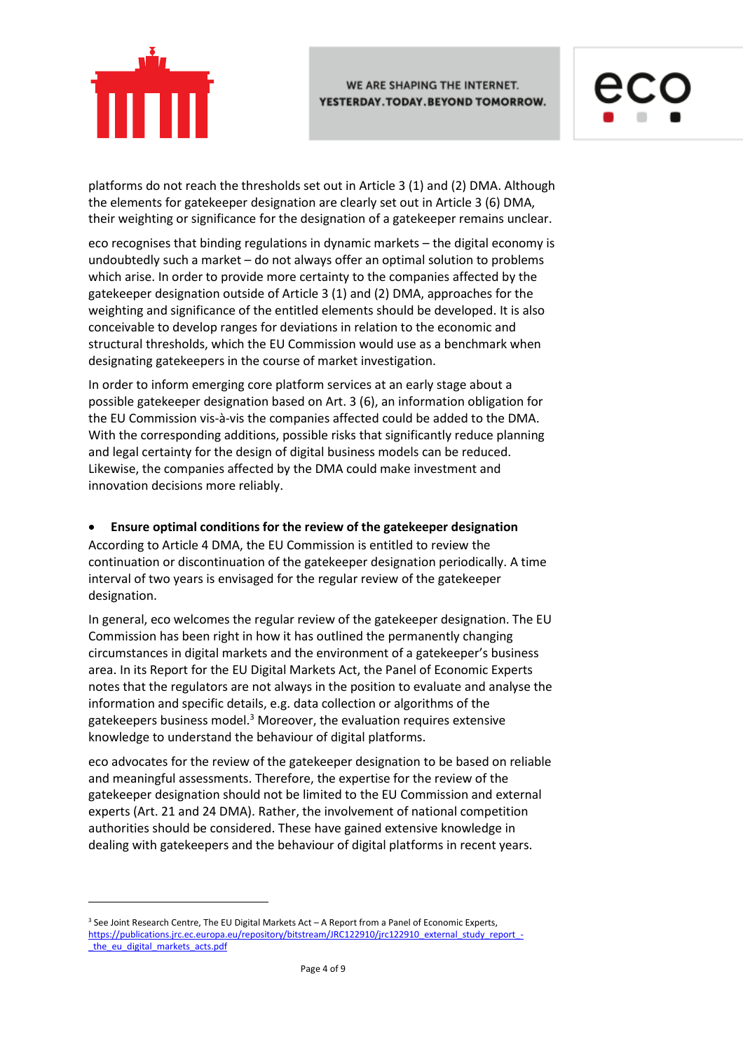platforms do not reach the thresholds set out in Article 3 (1) and (2) DMA. Although the elements for gatekeeper designation are clearly set out in Article 3 (6) DMA, their weighting or significance for the designation of a gatekeeper remains unclear.

eco recognises that binding regulations in dynamic markets – the digital economy is undoubtedly such a market – do not always offer an optimal solution to problems which arise. In order to provide more certainty to the companies affected by the gatekeeper designation outside of Article 3 (1) and (2) DMA, approaches for the weighting and significance of the entitled elements should be developed. It is also conceivable to develop ranges for deviations in relation to the economic and structural thresholds, which the EU Commission would use as a benchmark when designating gatekeepers in the course of market investigation.

In order to inform emerging core platform services at an early stage about a possible gatekeeper designation based on Art. 3 (6), an information obligation for the EU Commission vis-à-vis the companies affected could be added to the DMA. With the corresponding additions, possible risks that significantly reduce planning and legal certainty for the design of digital business models can be reduced. Likewise, the companies affected by the DMA could make investment and innovation decisions more reliably.

- **Ensure optimal conditions for the review of the gatekeeper designation**

According to Article 4 DMA, the EU Commission is entitled to review the continuation or discontinuation of the gatekeeper designation periodically. A time interval of two years is envisaged for the regular review of the gatekeeper designation.

In general, eco welcomes the regular review of the gatekeeper designation. The EU Commission has been right in how it has outlined the permanently changing circumstances in digital markets and the environment of a gatekeeper's business area. In its Report for the EU Digital Markets Act, the Panel of Economic Experts notes that the regulators are not always in the position to evaluate and analyse the information and specific details, e.g. data collection or algorithms of the gatekeepers business model.[3] Moreover, the evaluation requires extensive knowledge to understand the behaviour of digital platforms.

eco advocates for the review of the gatekeeper designation to be based on reliable and meaningful assessments. Therefore, the expertise for the review of the gatekeeper designation should not be limited to the EU Commission and external experts (Art. 21 and 24 DMA). Rather, the involvement of national competition authorities should be considered. These have gained extensive knowledge in dealing with gatekeepers and the behaviour of digital platforms in recent years.

---

[3] See Joint Research Centre, The EU Digital Markets Act – A Report from a Panel of Economic Experts, https://publications.jrc.ec.europa.eu/repository/bitstream/JRC122910/jrc122910_external_study_report_-_the_eu_digital_markets_acts.pdf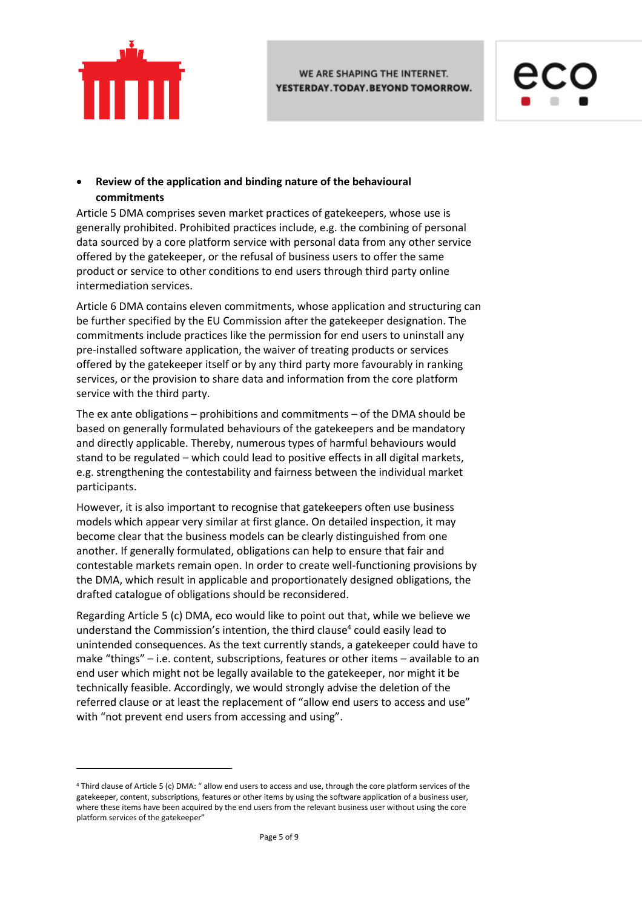- **Review of the application and binding nature of the behavioural commitments**

Article 5 DMA comprises seven market practices of gatekeepers, whose use is generally prohibited. Prohibited practices include, e.g. the combining of personal data sourced by a core platform service with personal data from any other service offered by the gatekeeper, or the refusal of business users to offer the same product or service to other conditions to end users through third party online intermediation services.

Article 6 DMA contains eleven commitments, whose application and structuring can be further specified by the EU Commission after the gatekeeper designation. The commitments include practices like the permission for end users to uninstall any pre-installed software application, the waiver of treating products or services offered by the gatekeeper itself or by any third party more favourably in ranking services, or the provision to share data and information from the core platform service with the third party.

The ex ante obligations – prohibitions and commitments – of the DMA should be based on generally formulated behaviours of the gatekeepers and be mandatory and directly applicable. Thereby, numerous types of harmful behaviours would stand to be regulated – which could lead to positive effects in all digital markets, e.g. strengthening the contestability and fairness between the individual market participants.

However, it is also important to recognise that gatekeepers often use business models which appear very similar at first glance. On detailed inspection, it may become clear that the business models can be clearly distinguished from one another. If generally formulated, obligations can help to ensure that fair and contestable markets remain open. In order to create well-functioning provisions by the DMA, which result in applicable and proportionately designed obligations, the drafted catalogue of obligations should be reconsidered.

Regarding Article 5 (c) DMA, eco would like to point out that, while we believe we understand the Commission's intention, the third clause[4] could easily lead to unintended consequences. As the text currently stands, a gatekeeper could have to make "things" – i.e. content, subscriptions, features or other items – available to an end user which might not be legally available to the gatekeeper, nor might it be technically feasible. Accordingly, we would strongly advise the deletion of the referred clause or at least the replacement of "allow end users to access and use" with "not prevent end users from accessing and using".

---

[4] Third clause of Article 5 (c) DMA: " allow end users to access and use, through the core platform services of the gatekeeper, content, subscriptions, features or other items by using the software application of a business user, where these items have been acquired by the end users from the relevant business user without using the core platform services of the gatekeeper"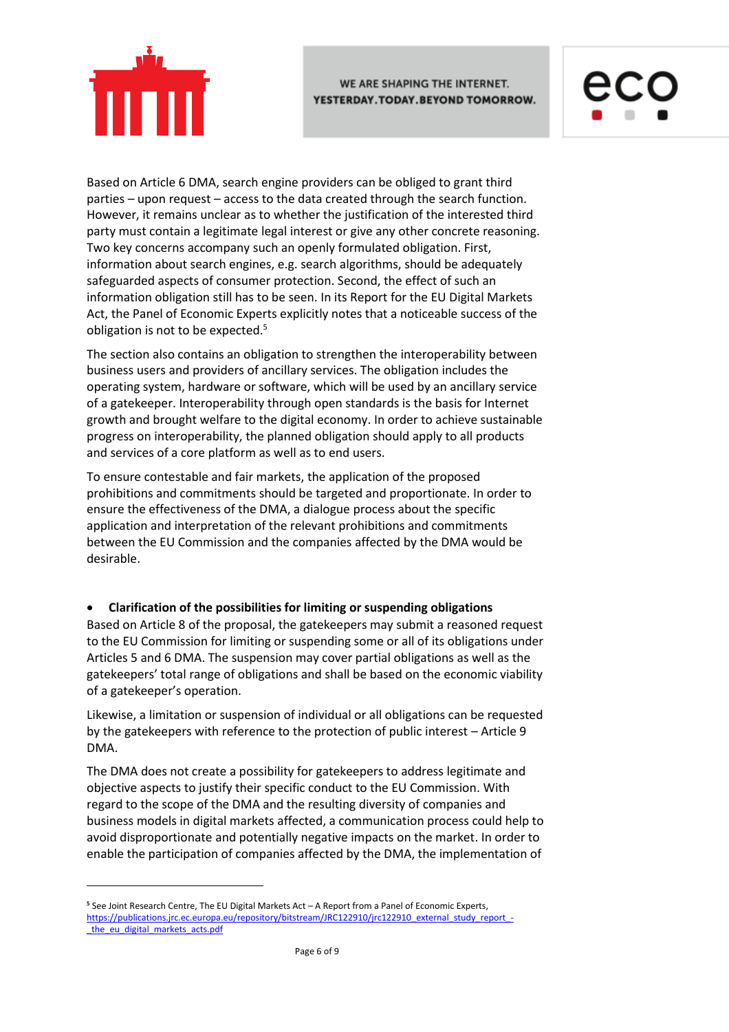Based on Article 6 DMA, search engine providers can be obliged to grant third parties – upon request – access to the data created through the search function. However, it remains unclear as to whether the justification of the interested third party must contain a legitimate legal interest or give any other concrete reasoning. Two key concerns accompany such an openly formulated obligation. First, information about search engines, e.g. search algorithms, should be adequately safeguarded aspects of consumer protection. Second, the effect of such an information obligation still has to be seen. In its Report for the EU Digital Markets Act, the Panel of Economic Experts explicitly notes that a noticeable success of the obligation is not to be expected.[5]

The section also contains an obligation to strengthen the interoperability between business users and providers of ancillary services. The obligation includes the operating system, hardware or software, which will be used by an ancillary service of a gatekeeper. Interoperability through open standards is the basis for Internet growth and brought welfare to the digital economy. In order to achieve sustainable progress on interoperability, the planned obligation should apply to all products and services of a core platform as well as to end users.

To ensure contestable and fair markets, the application of the proposed prohibitions and commitments should be targeted and proportionate. In order to ensure the effectiveness of the DMA, a dialogue process about the specific application and interpretation of the relevant prohibitions and commitments between the EU Commission and the companies affected by the DMA would be desirable.

- **Clarification of the possibilities for limiting or suspending obligations**

Based on Article 8 of the proposal, the gatekeepers may submit a reasoned request to the EU Commission for limiting or suspending some or all of its obligations under Articles 5 and 6 DMA. The suspension may cover partial obligations as well as the gatekeepers' total range of obligations and shall be based on the economic viability of a gatekeeper's operation.

Likewise, a limitation or suspension of individual or all obligations can be requested by the gatekeepers with reference to the protection of public interest – Article 9 DMA.

The DMA does not create a possibility for gatekeepers to address legitimate and objective aspects to justify their specific conduct to the EU Commission. With regard to the scope of the DMA and the resulting diversity of companies and business models in digital markets affected, a communication process could help to avoid disproportionate and potentially negative impacts on the market. In order to enable the participation of companies affected by the DMA, the implementation of

---

[5] See Joint Research Centre, The EU Digital Markets Act – A Report from a Panel of Economic Experts, https://publications.jrc.ec.europa.eu/repository/bitstream/JRC122910/jrc122910_external_study_report_-_the_eu_digital_markets_acts.pdf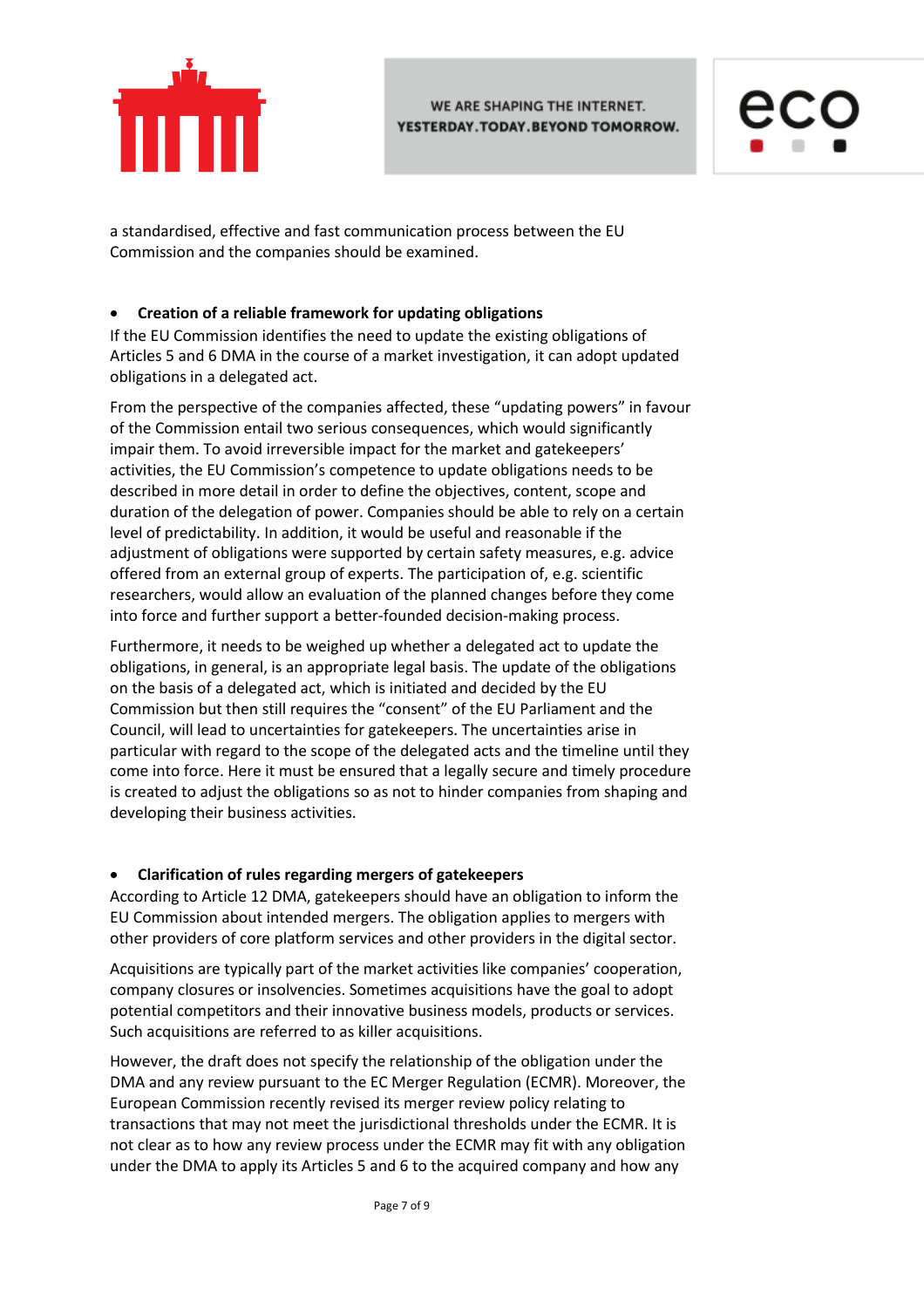a standardised, effective and fast communication process between the EU Commission and the companies should be examined.

- **Creation of a reliable framework for updating obligations**

If the EU Commission identifies the need to update the existing obligations of Articles 5 and 6 DMA in the course of a market investigation, it can adopt updated obligations in a delegated act.

From the perspective of the companies affected, these "updating powers" in favour of the Commission entail two serious consequences, which would significantly impair them. To avoid irreversible impact for the market and gatekeepers' activities, the EU Commission's competence to update obligations needs to be described in more detail in order to define the objectives, content, scope and duration of the delegation of power. Companies should be able to rely on a certain level of predictability. In addition, it would be useful and reasonable if the adjustment of obligations were supported by certain safety measures, e.g. advice offered from an external group of experts. The participation of, e.g. scientific researchers, would allow an evaluation of the planned changes before they come into force and further support a better-founded decision-making process.

Furthermore, it needs to be weighed up whether a delegated act to update the obligations, in general, is an appropriate legal basis. The update of the obligations on the basis of a delegated act, which is initiated and decided by the EU Commission but then still requires the "consent" of the EU Parliament and the Council, will lead to uncertainties for gatekeepers. The uncertainties arise in particular with regard to the scope of the delegated acts and the timeline until they come into force. Here it must be ensured that a legally secure and timely procedure is created to adjust the obligations so as not to hinder companies from shaping and developing their business activities.

- **Clarification of rules regarding mergers of gatekeepers**

According to Article 12 DMA, gatekeepers should have an obligation to inform the EU Commission about intended mergers. The obligation applies to mergers with other providers of core platform services and other providers in the digital sector.

Acquisitions are typically part of the market activities like companies' cooperation, company closures or insolvencies. Sometimes acquisitions have the goal to adopt potential competitors and their innovative business models, products or services. Such acquisitions are referred to as killer acquisitions.

However, the draft does not specify the relationship of the obligation under the DMA and any review pursuant to the EC Merger Regulation (ECMR). Moreover, the European Commission recently revised its merger review policy relating to transactions that may not meet the jurisdictional thresholds under the ECMR. It is not clear as to how any review process under the ECMR may fit with any obligation under the DMA to apply its Articles 5 and 6 to the acquired company and how any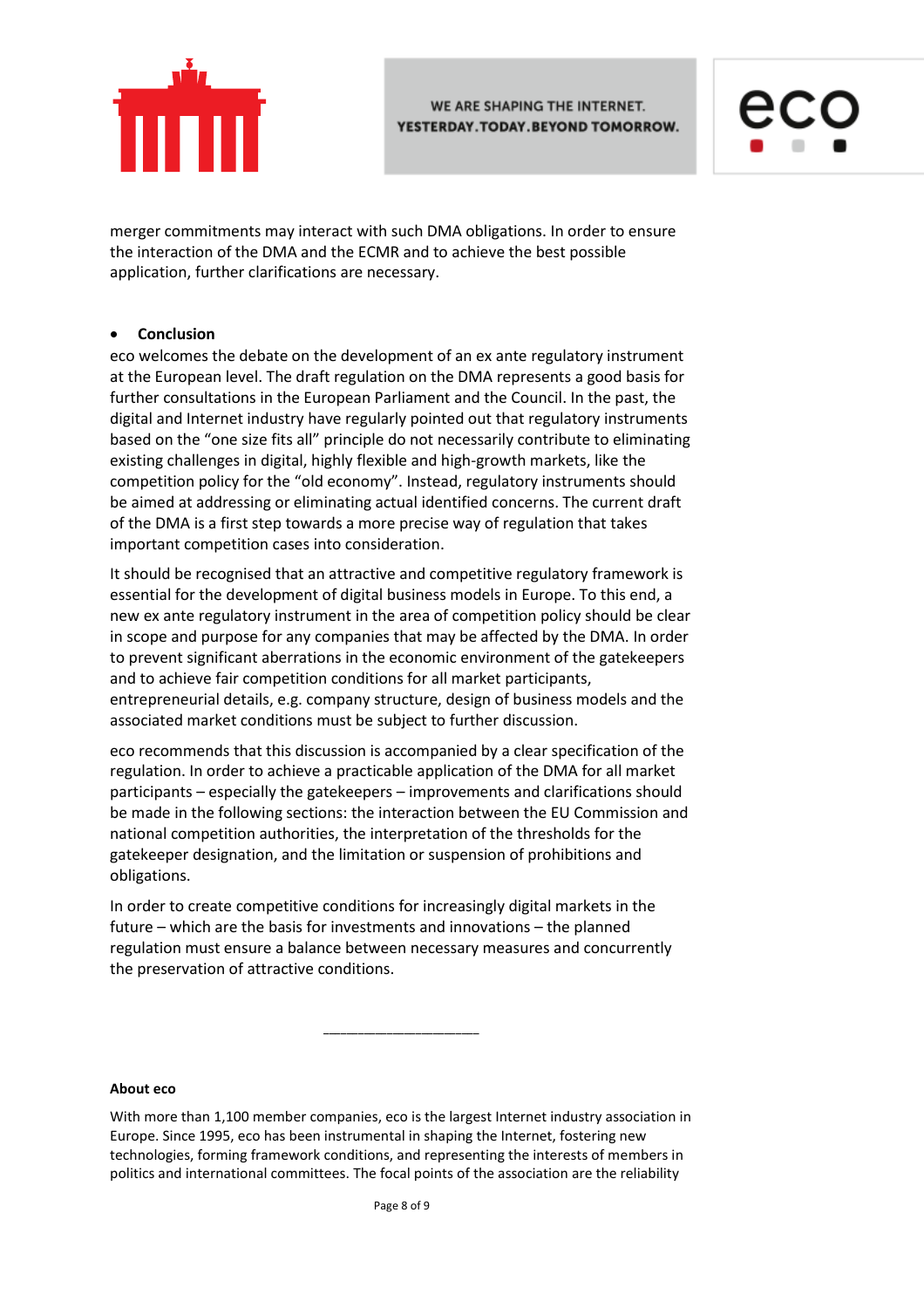merger commitments may interact with such DMA obligations. In order to ensure the interaction of the DMA and the ECMR and to achieve the best possible application, further clarifications are necessary.

- **Conclusion**

eco welcomes the debate on the development of an ex ante regulatory instrument at the European level. The draft regulation on the DMA represents a good basis for further consultations in the European Parliament and the Council. In the past, the digital and Internet industry have regularly pointed out that regulatory instruments based on the "one size fits all" principle do not necessarily contribute to eliminating existing challenges in digital, highly flexible and high-growth markets, like the competition policy for the "old economy". Instead, regulatory instruments should be aimed at addressing or eliminating actual identified concerns. The current draft of the DMA is a first step towards a more precise way of regulation that takes important competition cases into consideration.

It should be recognised that an attractive and competitive regulatory framework is essential for the development of digital business models in Europe. To this end, a new ex ante regulatory instrument in the area of competition policy should be clear in scope and purpose for any companies that may be affected by the DMA. In order to prevent significant aberrations in the economic environment of the gatekeepers and to achieve fair competition conditions for all market participants, entrepreneurial details, e.g. company structure, design of business models and the associated market conditions must be subject to further discussion.

eco recommends that this discussion is accompanied by a clear specification of the regulation. In order to achieve a practicable application of the DMA for all market participants – especially the gatekeepers – improvements and clarifications should be made in the following sections: the interaction between the EU Commission and national competition authorities, the interpretation of the thresholds for the gatekeeper designation, and the limitation or suspension of prohibitions and obligations.

In order to create competitive conditions for increasingly digital markets in the future – which are the basis for investments and innovations – the planned regulation must ensure a balance between necessary measures and concurrently the preservation of attractive conditions.

---

**About eco**

With more than 1,100 member companies, eco is the largest Internet industry association in Europe. Since 1995, eco has been instrumental in shaping the Internet, fostering new technologies, forming framework conditions, and representing the interests of members in politics and international committees. The focal points of the association are the reliability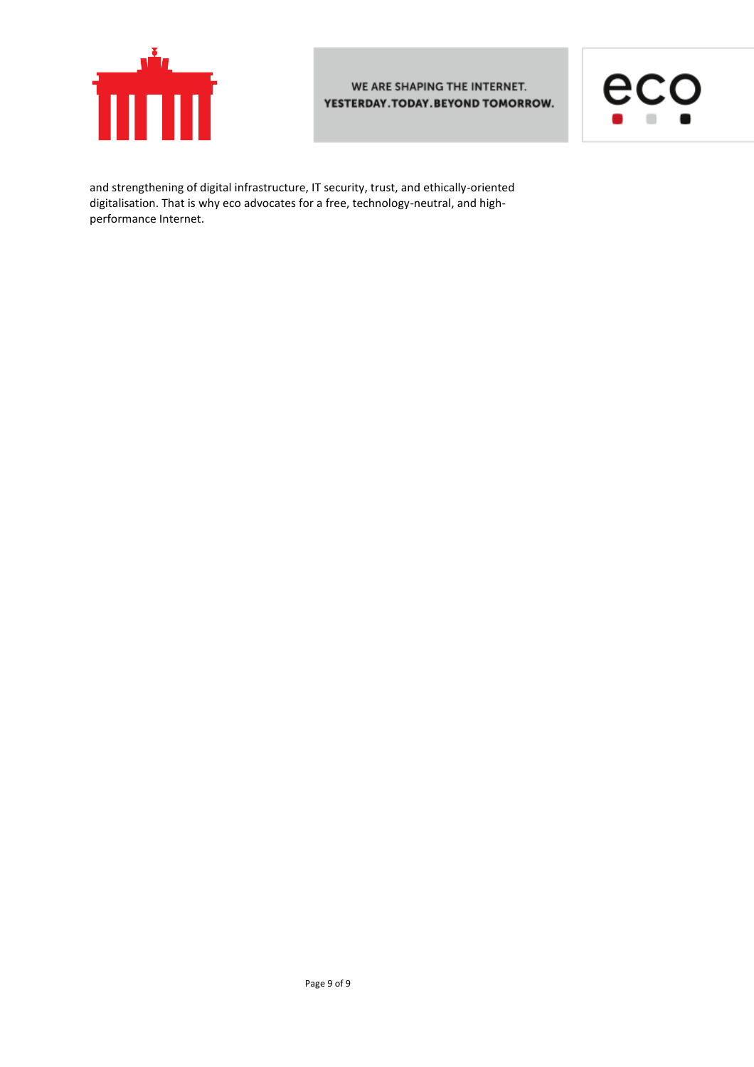and strengthening of digital infrastructure, IT security, trust, and ethically-oriented digitalisation. That is why eco advocates for a free, technology-neutral, and high-performance Internet.